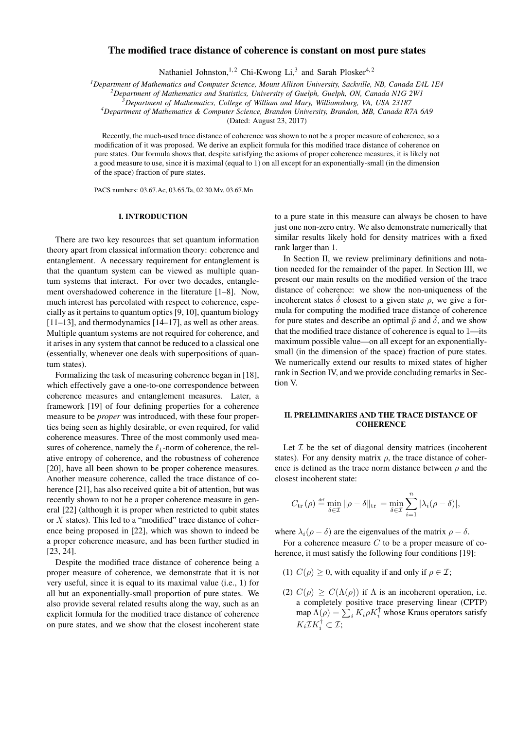# The modified trace distance of coherence is constant on most pure states

Nathaniel Johnston,[1,2] Chi-Kwong Li,[3] and Sarah Plosker[4,2]

[1]*Department of Mathematics and Computer Science, Mount Allison University, Sackville, NB, Canada E4L 1E4*
[2]*Department of Mathematics and Statistics, University of Guelph, Guelph, ON, Canada N1G 2W1*
[3]*Department of Mathematics, College of William and Mary, Williamsburg, VA, USA 23187*
[4]*Department of Mathematics & Computer Science, Brandon University, Brandon, MB, Canada R7A 6A9*
(Dated: August 23, 2017)

Recently, the much-used trace distance of coherence was shown to not be a proper measure of coherence, so a modification of it was proposed. We derive an explicit formula for this modified trace distance of coherence on pure states. Our formula shows that, despite satisfying the axioms of proper coherence measures, it is likely not a good measure to use, since it is maximal (equal to 1) on all except for an exponentially-small (in the dimension of the space) fraction of pure states.

PACS numbers: 03.67.Ac, 03.65.Ta, 02.30.Mv, 03.67.Mn

## I. INTRODUCTION

There are two key resources that set quantum information theory apart from classical information theory: coherence and entanglement. A necessary requirement for entanglement is that the quantum system can be viewed as multiple quantum systems that interact. For over two decades, entanglement overshadowed coherence in the literature [1–8]. Now, much interest has percolated with respect to coherence, especially as it pertains to quantum optics [9, 10], quantum biology [11–13], and thermodynamics [14–17], as well as other areas. Multiple quantum systems are not required for coherence, and it arises in any system that cannot be reduced to a classical one (essentially, whenever one deals with superpositions of quantum states).

Formalizing the task of measuring coherence began in [18], which effectively gave a one-to-one correspondence between coherence measures and entanglement measures. Later, a framework [19] of four defining properties for a coherence measure to be *proper* was introduced, with these four properties being seen as highly desirable, or even required, for valid coherence measures. Three of the most commonly used measures of coherence, namely the $\ell_1$-norm of coherence, the relative entropy of coherence, and the robustness of coherence [20], have all been shown to be proper coherence measures. Another measure coherence, called the trace distance of coherence [21], has also received quite a bit of attention, but was recently shown to not be a proper coherence measure in general [22] (although it is proper when restricted to qubit states or $X$ states). This led to a "modified" trace distance of coherence being proposed in [22], which was shown to indeed be a proper coherence measure, and has been further studied in [23, 24].

Despite the modified trace distance of coherence being a proper measure of coherence, we demonstrate that it is not very useful, since it is equal to its maximal value (i.e., 1) for all but an exponentially-small proportion of pure states. We also provide several related results along the way, such as an explicit formula for the modified trace distance of coherence on pure states, and we show that the closest incoherent state to a pure state in this measure can always be chosen to have just one non-zero entry. We also demonstrate numerically that similar results likely hold for density matrices with a fixed rank larger than 1.

In Section II, we review preliminary definitions and notation needed for the remainder of the paper. In Section III, we present our main results on the modified version of the trace distance of coherence: we show the non-uniqueness of the incoherent states $\tilde{\delta}$ closest to a given state $\rho$, we give a formula for computing the modified trace distance of coherence for pure states and describe an optimal $\tilde{p}$ and $\tilde{\delta}$, and we show that the modified trace distance of coherence is equal to 1—its maximum possible value—on all except for an exponentially-small (in the dimension of the space) fraction of pure states. We numerically extend our results to mixed states of higher rank in Section IV, and we provide concluding remarks in Section V.

## II. PRELIMINARIES AND THE TRACE DISTANCE OF COHERENCE

Let $\mathcal{I}$ be the set of diagonal density matrices (incoherent states). For any density matrix $\rho$, the trace distance of coherence is defined as the trace norm distance between $\rho$ and the closest incoherent state:

$$C_{\mathrm{tr}}(\rho) \stackrel{\text{def}}{=} \min_{\delta \in \mathcal{I}} \|\rho - \delta\|_{\mathrm{tr}} = \min_{\delta \in \mathcal{I}} \sum_{i=1}^{n} |\lambda_i(\rho - \delta)|,$$

where $\lambda_i(\rho - \delta)$ are the eigenvalues of the matrix $\rho - \delta$.

For a coherence measure $C$ to be a proper measure of coherence, it must satisfy the following four conditions [19]:

(1) $C(\rho) \geq 0$, with equality if and only if $\rho \in \mathcal{I}$;

(2) $C(\rho) \geq C(\Lambda(\rho))$ if $\Lambda$ is an incoherent operation, i.e. a completely positive trace preserving linear (CPTP) map $\Lambda(\rho) = \sum_i K_i \rho K_i^\dagger$ whose Kraus operators satisfy $K_i \mathcal{I} K_i^\dagger \subset \mathcal{I}$;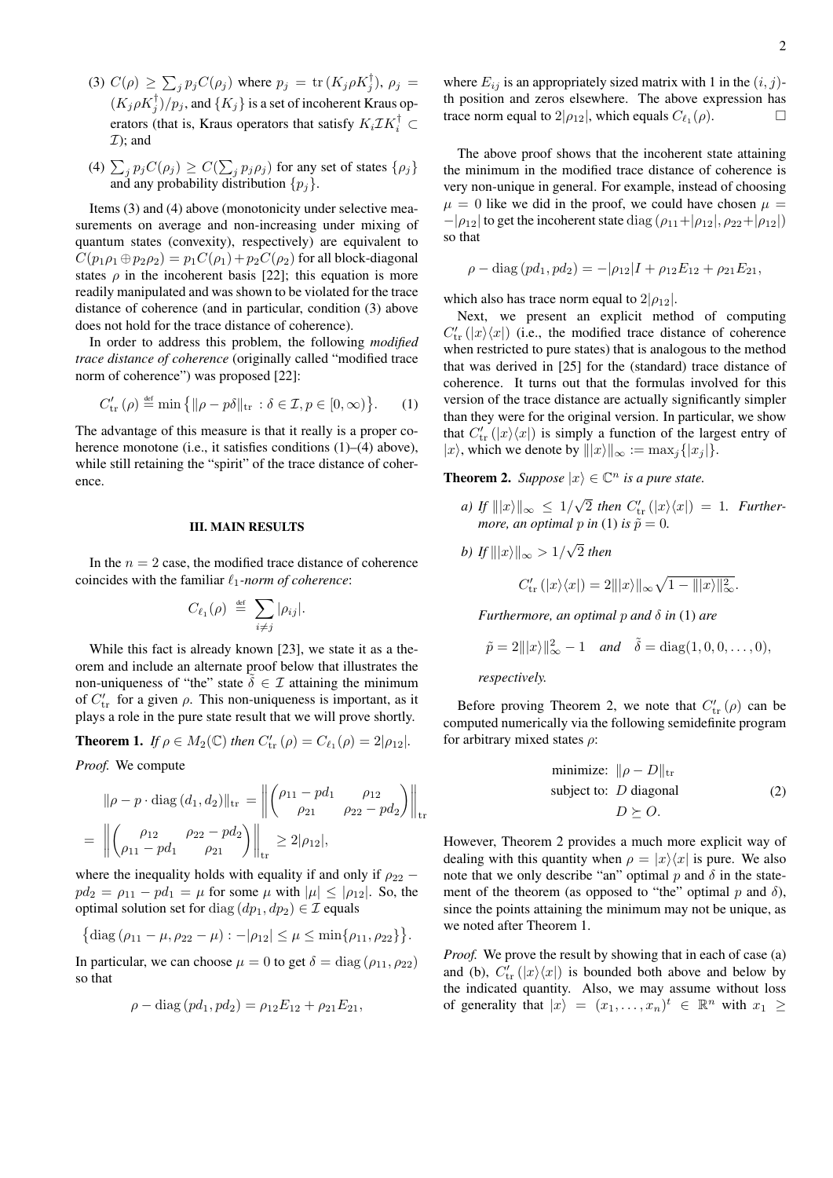(3) $C(\rho) \geq \sum_j p_j C(\rho_j)$ where $p_j = \mathrm{tr}\,(K_j \rho K_j^\dagger)$, $\rho_j = (K_j \rho K_j^\dagger)/p_j$, and $\{K_j\}$ is a set of incoherent Kraus operators (that is, Kraus operators that satisfy $K_i \mathcal{I} K_i^\dagger \subset \mathcal{I}$); and

(4) $\sum_j p_j C(\rho_j) \geq C(\sum_j p_j \rho_j)$ for any set of states $\{\rho_j\}$ and any probability distribution $\{p_j\}$.

Items (3) and (4) above (monotonicity under selective measurements on average and non-increasing under mixing of quantum states (convexity), respectively) are equivalent to $C(p_1\rho_1 \oplus p_2\rho_2) = p_1 C(\rho_1) + p_2 C(\rho_2)$ for all block-diagonal states $\rho$ in the incoherent basis [22]; this equation is more readily manipulated and was shown to be violated for the trace distance of coherence (and in particular, condition (3) above does not hold for the trace distance of coherence).

In order to address this problem, the following *modified trace distance of coherence* (originally called "modified trace norm of coherence") was proposed [22]:

$$C'_{\mathrm{tr}}(\rho) \stackrel{\text{def}}{=} \min\big\{\|\rho - p\delta\|_{\mathrm{tr}} : \delta \in \mathcal{I}, p \in [0,\infty)\big\}. \qquad (1)$$

The advantage of this measure is that it really is a proper coherence monotone (i.e., it satisfies conditions (1)–(4) above), while still retaining the "spirit" of the trace distance of coherence.

## III. MAIN RESULTS

In the $n = 2$ case, the modified trace distance of coherence coincides with the familiar $\ell_1$*-norm of coherence*:

$$C_{\ell_1}(\rho) \stackrel{\text{def}}{=} \sum_{i\neq j} |\rho_{ij}|.$$

While this fact is already known [23], we state it as a theorem and include an alternate proof below that illustrates the non-uniqueness of "the" state $\tilde{\delta} \in \mathcal{I}$ attaining the minimum of $C'_{\mathrm{tr}}$ for a given $\rho$. This non-uniqueness is important, as it plays a role in the pure state result that we will prove shortly.

**Theorem 1.** *If $\rho \in M_2(\mathbb{C})$ then $C'_{\mathrm{tr}}(\rho) = C_{\ell_1}(\rho) = 2|\rho_{12}|$.*

*Proof.* We compute

$$\|\rho - p\cdot \mathrm{diag}\,(d_1, d_2)\|_{\mathrm{tr}} = \left\|\begin{pmatrix} \rho_{11} - pd_1 & \rho_{12} \\ \rho_{21} & \rho_{22} - pd_2 \end{pmatrix}\right\|_{\mathrm{tr}}$$
$$= \left\|\begin{pmatrix} \rho_{12} & \rho_{22} - pd_2 \\ \rho_{11} - pd_1 & \rho_{21} \end{pmatrix}\right\|_{\mathrm{tr}} \geq 2|\rho_{12}|,$$

where the inequality holds with equality if and only if $\rho_{22} - pd_2 = \rho_{11} - pd_1 = \mu$ for some $\mu$ with $|\mu| \leq |\rho_{12}|$. So, the optimal solution set for $\mathrm{diag}\,(dp_1, dp_2) \in \mathcal{I}$ equals

$$\big\{\mathrm{diag}\,(\rho_{11} - \mu, \rho_{22} - \mu) : -|\rho_{12}| \leq \mu \leq \min\{\rho_{11}, \rho_{22}\}\big\}.$$

In particular, we can choose $\mu = 0$ to get $\delta = \mathrm{diag}\,(\rho_{11}, \rho_{22})$ so that

$$\rho - \mathrm{diag}\,(pd_1, pd_2) = \rho_{12}E_{12} + \rho_{21}E_{21},$$

where $E_{ij}$ is an appropriately sized matrix with 1 in the $(i,j)$-th position and zeros elsewhere. The above expression has trace norm equal to $2|\rho_{12}|$, which equals $C_{\ell_1}(\rho)$. $\square$

The above proof shows that the incoherent state attaining the minimum in the modified trace distance of coherence is very non-unique in general. For example, instead of choosing $\mu = 0$ like we did in the proof, we could have chosen $\mu = -|\rho_{12}|$ to get the incoherent state $\mathrm{diag}\,(\rho_{11} + |\rho_{12}|, \rho_{22} + |\rho_{12}|)$ so that

$$\rho - \mathrm{diag}\,(pd_1, pd_2) = -|\rho_{12}|I + \rho_{12}E_{12} + \rho_{21}E_{21},$$

which also has trace norm equal to $2|\rho_{12}|$.

Next, we present an explicit method of computing $C'_{\mathrm{tr}}(|x\rangle\langle x|)$ (i.e., the modified trace distance of coherence when restricted to pure states) that is analogous to the method that was derived in [25] for the (standard) trace distance of coherence. It turns out that the formulas involved for this version of the trace distance are actually significantly simpler than they were for the original version. In particular, we show that $C'_{\mathrm{tr}}(|x\rangle\langle x|)$ is simply a function of the largest entry of $|x\rangle$, which we denote by $\||x\rangle\|_\infty := \max_j\{|x_j|\}$.

**Theorem 2.** *Suppose $|x\rangle \in \mathbb{C}^n$ is a pure state.*

*a) If $\||x\rangle\|_\infty \leq 1/\sqrt{2}$ then $C'_{\mathrm{tr}}(|x\rangle\langle x|) = 1$. Furthermore, an optimal $p$ in (1) is $\tilde{p} = 0$.*

*b) If $\||x\rangle\|_\infty > 1/\sqrt{2}$ then*

$$C'_{\mathrm{tr}}(|x\rangle\langle x|) = 2\||x\rangle\|_\infty\sqrt{1 - \||x\rangle\|_\infty^2}.$$

*Furthermore, an optimal $p$ and $\delta$ in (1) are*

$$\tilde{p} = 2\||x\rangle\|_\infty^2 - 1 \quad \text{and} \quad \tilde{\delta} = \mathrm{diag}(1, 0, 0, \ldots, 0),$$

*respectively.*

Before proving Theorem 2, we note that $C'_{\mathrm{tr}}(\rho)$ can be computed numerically via the following semidefinite program for arbitrary mixed states $\rho$:

$$\begin{aligned} \text{minimize: } & \|\rho - D\|_{\mathrm{tr}} \\ \text{subject to: } & D \text{ diagonal} \\ & D \succeq O. \end{aligned} \qquad (2)$$

However, Theorem 2 provides a much more explicit way of dealing with this quantity when $\rho = |x\rangle\langle x|$ is pure. We also note that we only describe "an" optimal $p$ and $\delta$ in the statement of the theorem (as opposed to "the" optimal $p$ and $\delta$), since the points attaining the minimum may not be unique, as we noted after Theorem 1.

*Proof.* We prove the result by showing that in each of case (a) and (b), $C'_{\mathrm{tr}}(|x\rangle\langle x|)$ is bounded both above and below by the indicated quantity. Also, we may assume without loss of generality that $|x\rangle = (x_1, \ldots, x_n)^t \in \mathbb{R}^n$ with $x_1 \geq$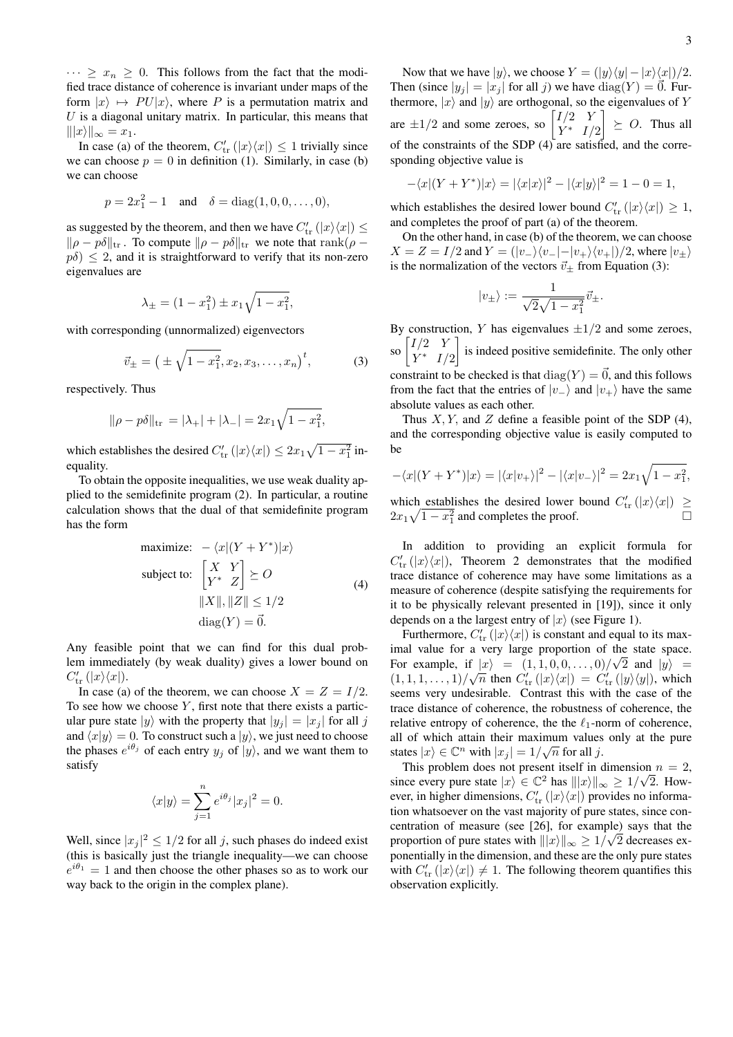$\cdots \geq x_n \geq 0$. This follows from the fact that the modified trace distance of coherence is invariant under maps of the form $|x\rangle \mapsto PU|x\rangle$, where $P$ is a permutation matrix and $U$ is a diagonal unitary matrix. In particular, this means that $\||x\rangle\|_\infty = x_1$.

In case (a) of the theorem, $C'_{\rm tr}(|x\rangle\langle x|) \leq 1$ trivially since we can choose $p = 0$ in definition (1). Similarly, in case (b) we can choose

$$p = 2x_1^2 - 1 \quad \text{and} \quad \delta = \mathrm{diag}(1, 0, 0, \ldots, 0),$$

as suggested by the theorem, and then we have $C'_{\rm tr}(|x\rangle\langle x|) \leq \|\rho - p\delta\|_{\rm tr}$. To compute $\|\rho - p\delta\|_{\rm tr}$ we note that $\mathrm{rank}(\rho - p\delta) \leq 2$, and it is straightforward to verify that its non-zero eigenvalues are

$$\lambda_\pm = (1 - x_1^2) \pm x_1\sqrt{1 - x_1^2},$$

with corresponding (unnormalized) eigenvectors

$$\vec{v}_\pm = \big( \pm \sqrt{1 - x_1^2}, x_2, x_3, \ldots, x_n \big)^t, \tag{3}$$

respectively. Thus

$$\|\rho - p\delta\|_{\rm tr} = |\lambda_+| + |\lambda_-| = 2x_1\sqrt{1 - x_1^2},$$

which establishes the desired $C'_{\rm tr}(|x\rangle\langle x|) \leq 2x_1\sqrt{1 - x_1^2}$ inequality.

To obtain the opposite inequalities, we use weak duality applied to the semidefinite program (2). In particular, a routine calculation shows that the dual of that semidefinite program has the form

$$\begin{aligned} \text{maximize:} \quad & -\langle x|(Y + Y^*)|x\rangle \\ \text{subject to:} \quad & \begin{bmatrix} X & Y \\ Y^* & Z \end{bmatrix} \succeq O \\ & \|X\|, \|Z\| \leq 1/2 \\ & \mathrm{diag}(Y) = \vec{0}. \end{aligned} \tag{4}$$

Any feasible point that we can find for this dual problem immediately (by weak duality) gives a lower bound on $C'_{\rm tr}(|x\rangle\langle x|)$.

In case (a) of the theorem, we can choose $X = Z = I/2$. To see how we choose $Y$, first note that there exists a particular pure state $|y\rangle$ with the property that $|y_j| = |x_j|$ for all $j$ and $\langle x|y\rangle = 0$. To construct such a $|y\rangle$, we just need to choose the phases $e^{i\theta_j}$ of each entry $y_j$ of $|y\rangle$, and we want them to satisfy

$$\langle x|y\rangle = \sum_{j=1}^n e^{i\theta_j}|x_j|^2 = 0.$$

Well, since $|x_j|^2 \leq 1/2$ for all $j$, such phases do indeed exist (this is basically just the triangle inequality—we can choose $e^{i\theta_1} = 1$ and then choose the other phases so as to work our way back to the origin in the complex plane).

Now that we have $|y\rangle$, we choose $Y = (|y\rangle\langle y| - |x\rangle\langle x|)/2$. Then (since $|y_j| = |x_j|$ for all $j$) we have $\mathrm{diag}(Y) = \vec{0}$. Furthermore, $|x\rangle$ and $|y\rangle$ are orthogonal, so the eigenvalues of $Y$ are $\pm 1/2$ and some zeroes, so $\begin{bmatrix} I/2 & Y \\ Y^* & I/2 \end{bmatrix} \succeq O$. Thus all of the constraints of the SDP (4) are satisfied, and the corresponding objective value is

$$-\langle x|(Y + Y^*)|x\rangle = |\langle x|x\rangle|^2 - |\langle x|y\rangle|^2 = 1 - 0 = 1,$$

which establishes the desired lower bound $C'_{\rm tr}(|x\rangle\langle x|) \geq 1$, and completes the proof of part (a) of the theorem.

On the other hand, in case (b) of the theorem, we can choose $X = Z = I/2$ and $Y = (|v_-\rangle\langle v_-| - |v_+\rangle\langle v_+|)/2$, where $|v_\pm\rangle$ is the normalization of the vectors $\vec{v}_\pm$ from Equation (3):

$$|v_\pm\rangle := \frac{1}{\sqrt{2}\sqrt{1 - x_1^2}}\vec{v}_\pm.$$

By construction, $Y$ has eigenvalues $\pm 1/2$ and some zeroes, so $\begin{bmatrix} I/2 & Y \\ Y^* & I/2 \end{bmatrix}$ is indeed positive semidefinite. The only other constraint to be checked is that $\mathrm{diag}(Y) = \vec{0}$, and this follows from the fact that the entries of $|v_-\rangle$ and $|v_+\rangle$ have the same absolute values as each other.

Thus $X, Y$, and $Z$ define a feasible point of the SDP (4), and the corresponding objective value is easily computed to be

$$-\langle x|(Y + Y^*)|x\rangle = |\langle x|v_+\rangle|^2 - |\langle x|v_-\rangle|^2 = 2x_1\sqrt{1 - x_1^2},$$

which establishes the desired lower bound $C'_{\rm tr}(|x\rangle\langle x|) \geq 2x_1\sqrt{1 - x_1^2}$ and completes the proof. □

In addition to providing an explicit formula for $C'_{\rm tr}(|x\rangle\langle x|)$, Theorem 2 demonstrates that the modified trace distance of coherence may have some limitations as a measure of coherence (despite satisfying the requirements for it to be physically relevant presented in [19]), since it only depends on a the largest entry of $|x\rangle$ (see Figure 1).

Furthermore, $C'_{\rm tr}(|x\rangle\langle x|)$ is constant and equal to its maximal value for a very large proportion of the state space. For example, if $|x\rangle = (1, 1, 0, 0, \ldots, 0)/\sqrt{2}$ and $|y\rangle = (1, 1, 1, \ldots, 1)/\sqrt{n}$ then $C'_{\rm tr}(|x\rangle\langle x|) = C'_{\rm tr}(|y\rangle\langle y|)$, which seems very undesirable. Contrast this with the case of the trace distance of coherence, the robustness of coherence, the relative entropy of coherence, the the $\ell_1$-norm of coherence, all of which attain their maximum values only at the pure states $|x\rangle \in \mathbb{C}^n$ with $|x_j| = 1/\sqrt{n}$ for all $j$.

This problem does not present itself in dimension $n = 2$, since every pure state $|x\rangle \in \mathbb{C}^2$ has $\||x\rangle\|_\infty \geq 1/\sqrt{2}$. However, in higher dimensions, $C'_{\rm tr}(|x\rangle\langle x|)$ provides no information whatsoever on the vast majority of pure states, since concentration of measure (see [26], for example) says that the proportion of pure states with $\||x\rangle\|_\infty \geq 1/\sqrt{2}$ decreases exponentially in the dimension, and these are the only pure states with $C'_{\rm tr}(|x\rangle\langle x|) \neq 1$. The following theorem quantifies this observation explicitly.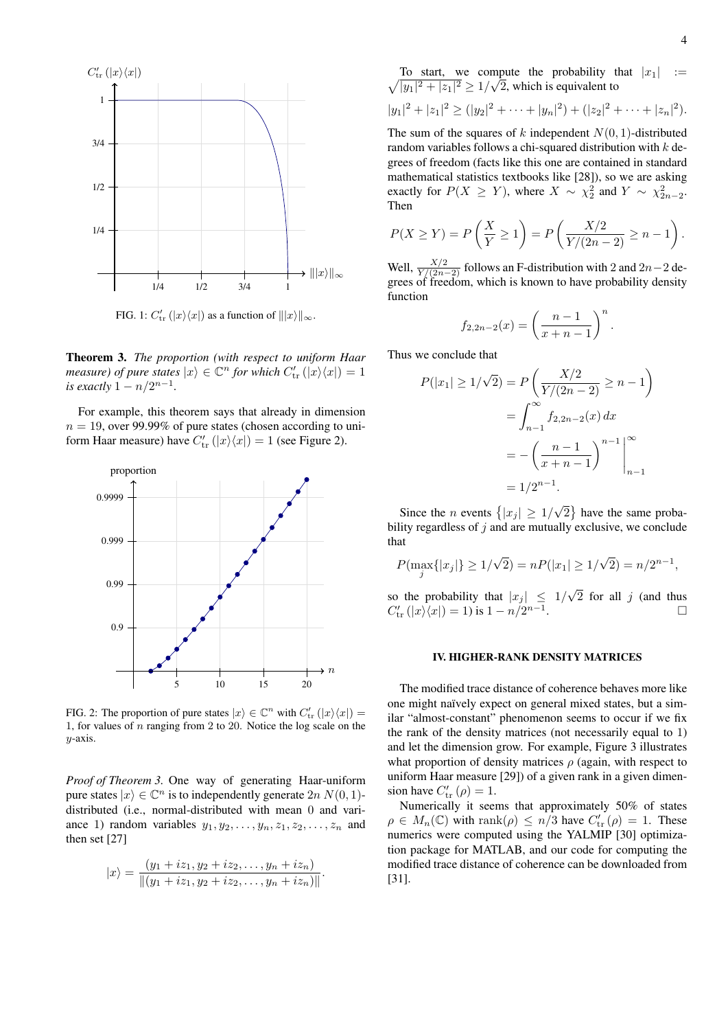FIG. 1: $C'_{\rm tr}(|x\rangle\langle x|)$ as a function of $\||x\rangle\|_\infty$.

**Theorem 3.** *The proportion (with respect to uniform Haar measure) of pure states $|x\rangle \in \mathbb{C}^n$ for which $C'_{\rm tr}(|x\rangle\langle x|) = 1$ is exactly $1 - n/2^{n-1}$.*

For example, this theorem says that already in dimension $n = 19$, over 99.99% of pure states (chosen according to uniform Haar measure) have $C'_{\rm tr}(|x\rangle\langle x|) = 1$ (see Figure 2).

FIG. 2: The proportion of pure states $|x\rangle \in \mathbb{C}^n$ with $C'_{\rm tr}(|x\rangle\langle x|) = 1$, for values of $n$ ranging from 2 to 20. Notice the log scale on the $y$-axis.

*Proof of Theorem 3.* One way of generating Haar-uniform pure states $|x\rangle \in \mathbb{C}^n$ is to independently generate $2n$ $N(0,1)$-distributed (i.e., normal-distributed with mean 0 and variance 1) random variables $y_1, y_2, \ldots, y_n, z_1, z_2, \ldots, z_n$ and then set [27]

$$|x\rangle = \frac{(y_1 + iz_1, y_2 + iz_2, \ldots, y_n + iz_n)}{\|(y_1 + iz_1, y_2 + iz_2, \ldots, y_n + iz_n)\|}.$$

To start, we compute the probability that $|x_1| := \sqrt{|y_1|^2 + |z_1|^2} \geq 1/\sqrt{2}$, which is equivalent to

$$|y_1|^2 + |z_1|^2 \geq (|y_2|^2 + \cdots + |y_n|^2) + (|z_2|^2 + \cdots + |z_n|^2).$$

The sum of the squares of $k$ independent $N(0,1)$-distributed random variables follows a chi-squared distribution with $k$ degrees of freedom (facts like this one are contained in standard mathematical statistics textbooks like [28]), so we are asking exactly for $P(X \geq Y)$, where $X \sim \chi^2_2$ and $Y \sim \chi^2_{2n-2}$. Then

$$P(X \geq Y) = P\left(\frac{X}{Y} \geq 1\right) = P\left(\frac{X/2}{Y/(2n-2)} \geq n-1\right).$$

Well, $\frac{X/2}{Y/(2n-2)}$ follows an F-distribution with 2 and $2n-2$ degrees of freedom, which is known to have probability density function

$$f_{2,2n-2}(x) = \left(\frac{n-1}{x+n-1}\right)^n.$$

Thus we conclude that

$$\begin{aligned}
P(|x_1| \geq 1/\sqrt{2}) &= P\left(\frac{X/2}{Y/(2n-2)} \geq n-1\right) \\
&= \int_{n-1}^{\infty} f_{2,2n-2}(x)\,dx \\
&= -\left(\frac{n-1}{x+n-1}\right)^{n-1}\Bigg|_{n-1}^{\infty} \\
&= 1/2^{n-1}.
\end{aligned}$$

Since the $n$ events $\{|x_j| \geq 1/\sqrt{2}\}$ have the same probability regardless of $j$ and are mutually exclusive, we conclude that

$$P(\max_j\{|x_j|\} \geq 1/\sqrt{2}) = nP(|x_1| \geq 1/\sqrt{2}) = n/2^{n-1},$$

so the probability that $|x_j| \leq 1/\sqrt{2}$ for all $j$ (and thus $C'_{\rm tr}(|x\rangle\langle x|) = 1$) is $1 - n/2^{n-1}$. □

## IV. HIGHER-RANK DENSITY MATRICES

The modified trace distance of coherence behaves more like one might naïvely expect on general mixed states, but a similar "almost-constant" phenomenon seems to occur if we fix the rank of the density matrices (not necessarily equal to 1) and let the dimension grow. For example, Figure 3 illustrates what proportion of density matrices $\rho$ (again, with respect to uniform Haar measure [29]) of a given rank in a given dimension have $C'_{\rm tr}(\rho) = 1$.

Numerically it seems that approximately 50% of states $\rho \in M_n(\mathbb{C})$ with $\mathrm{rank}(\rho) \leq n/3$ have $C'_{\rm tr}(\rho) = 1$. These numerics were computed using the YALMIP [30] optimization package for MATLAB, and our code for computing the modified trace distance of coherence can be downloaded from [31].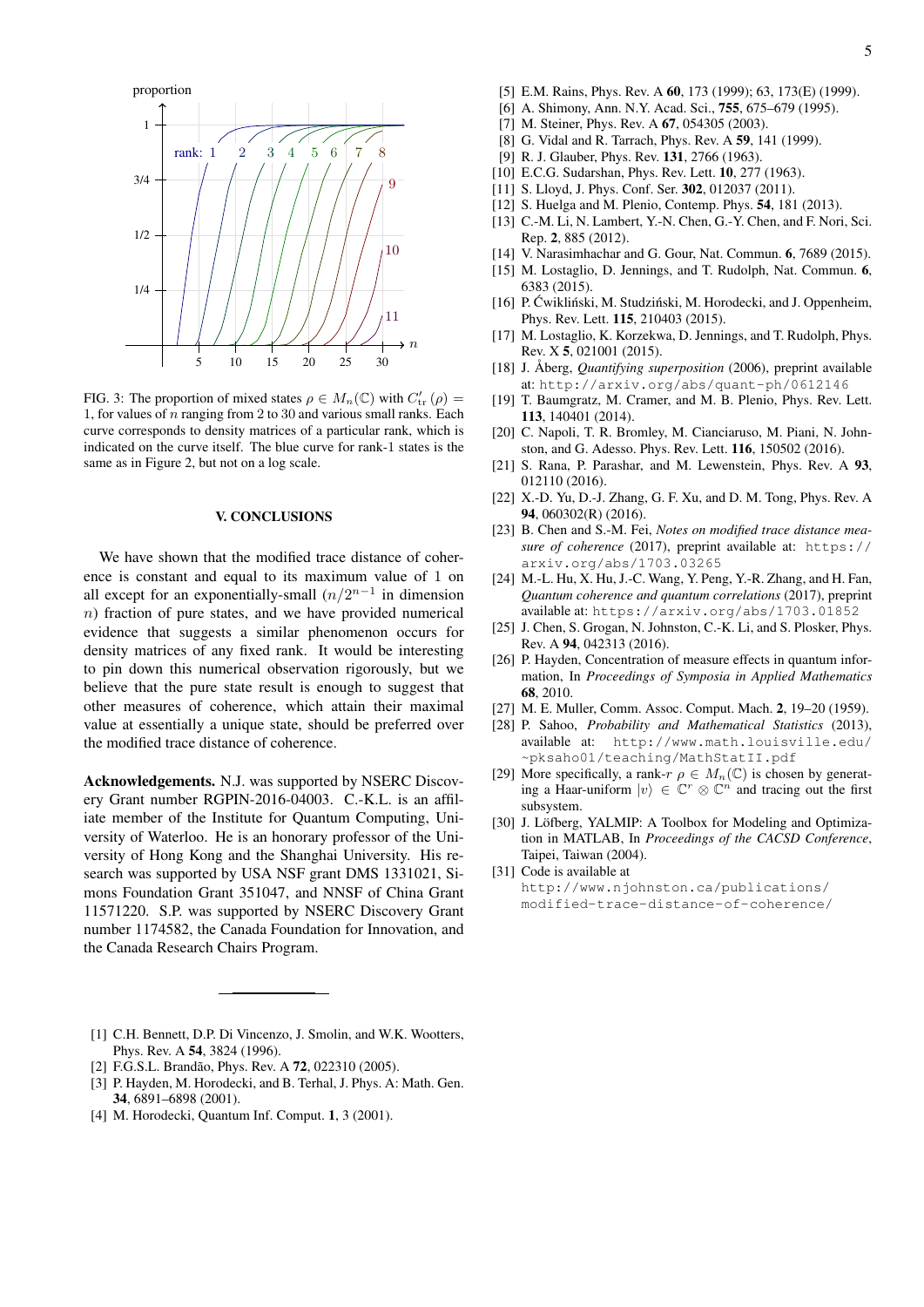proportion

1

3/4

1/2

1/4

rank: 1 2 3 4 5 6 7 8

9

10

11

5 10 15 20 25 30

$n$

FIG. 3: The proportion of mixed states $\rho \in M_n(\mathbb{C})$ with $C'_{\rm tr}(\rho) = 1$, for values of $n$ ranging from 2 to 30 and various small ranks. Each curve corresponds to density matrices of a particular rank, which is indicated on the curve itself. The blue curve for rank-1 states is the same as in Figure 2, but not on a log scale.

## V. CONCLUSIONS

We have shown that the modified trace distance of coherence is constant and equal to its maximum value of 1 on all except for an exponentially-small ($n/2^{n-1}$ in dimension $n$) fraction of pure states, and we have provided numerical evidence that suggests a similar phenomenon occurs for density matrices of any fixed rank. It would be interesting to pin down this numerical observation rigorously, but we believe that the pure state result is enough to suggest that other measures of coherence, which attain their maximal value at essentially a unique state, should be preferred over the modified trace distance of coherence.

**Acknowledgements.** N.J. was supported by NSERC Discovery Grant number RGPIN-2016-04003. C.-K.L. is an affiliate member of the Institute for Quantum Computing, University of Waterloo. He is an honorary professor of the University of Hong Kong and the Shanghai University. His research was supported by USA NSF grant DMS 1331021, Simons Foundation Grant 351047, and NNSF of China Grant 11571220. S.P. was supported by NSERC Discovery Grant number 1174582, the Canada Foundation for Innovation, and the Canada Research Chairs Program.

---

[1] C.H. Bennett, D.P. Di Vincenzo, J. Smolin, and W.K. Wootters, Phys. Rev. A **54**, 3824 (1996).

[2] F.G.S.L. Brandão, Phys. Rev. A **72**, 022310 (2005).

[3] P. Hayden, M. Horodecki, and B. Terhal, J. Phys. A: Math. Gen. **34**, 6891–6898 (2001).

[4] M. Horodecki, Quantum Inf. Comput. **1**, 3 (2001).

[5] E.M. Rains, Phys. Rev. A **60**, 173 (1999); 63, 173(E) (1999).

[6] A. Shimony, Ann. N.Y. Acad. Sci., **755**, 675–679 (1995).

[7] M. Steiner, Phys. Rev. A **67**, 054305 (2003).

[8] G. Vidal and R. Tarrach, Phys. Rev. A **59**, 141 (1999).

[9] R. J. Glauber, Phys. Rev. **131**, 2766 (1963).

[10] E.C.G. Sudarshan, Phys. Rev. Lett. **10**, 277 (1963).

[11] S. Lloyd, J. Phys. Conf. Ser. **302**, 012037 (2011).

[12] S. Huelga and M. Plenio, Contemp. Phys. **54**, 181 (2013).

[13] C.-M. Li, N. Lambert, Y.-N. Chen, G.-Y. Chen, and F. Nori, Sci. Rep. **2**, 885 (2012).

[14] V. Narasimhachar and G. Gour, Nat. Commun. **6**, 7689 (2015).

[15] M. Lostaglio, D. Jennings, and T. Rudolph, Nat. Commun. **6**, 6383 (2015).

[16] P. Ćwikliński, M. Studziński, M. Horodecki, and J. Oppenheim, Phys. Rev. Lett. **115**, 210403 (2015).

[17] M. Lostaglio, K. Korzekwa, D. Jennings, and T. Rudolph, Phys. Rev. X **5**, 021001 (2015).

[18] J. Åberg, *Quantifying superposition* (2006), preprint available at: http://arxiv.org/abs/quant-ph/0612146

[19] T. Baumgratz, M. Cramer, and M. B. Plenio, Phys. Rev. Lett. **113**, 140401 (2014).

[20] C. Napoli, T. R. Bromley, M. Cianciaruso, M. Piani, N. Johnston, and G. Adesso. Phys. Rev. Lett. **116**, 150502 (2016).

[21] S. Rana, P. Parashar, and M. Lewenstein, Phys. Rev. A **93**, 012110 (2016).

[22] X.-D. Yu, D.-J. Zhang, G. F. Xu, and D. M. Tong, Phys. Rev. A **94**, 060302(R) (2016).

[23] B. Chen and S.-M. Fei, *Notes on modified trace distance measure of coherence* (2017), preprint available at: https://arxiv.org/abs/1703.03265

[24] M.-L. Hu, X. Hu, J.-C. Wang, Y. Peng, Y.-R. Zhang, and H. Fan, *Quantum coherence and quantum correlations* (2017), preprint available at: https://arxiv.org/abs/1703.01852

[25] J. Chen, S. Grogan, N. Johnston, C.-K. Li, and S. Plosker, Phys. Rev. A **94**, 042313 (2016).

[26] P. Hayden, Concentration of measure effects in quantum information, In *Proceedings of Symposia in Applied Mathematics* **68**, 2010.

[27] M. E. Muller, Comm. Assoc. Comput. Mach. **2**, 19–20 (1959).

[28] P. Sahoo, *Probability and Mathematical Statistics* (2013), available at: http://www.math.louisville.edu/~pksaho01/teaching/MathStatII.pdf

[29] More specifically, a rank-$r$ $\rho \in M_n(\mathbb{C})$ is chosen by generating a Haar-uniform $|v\rangle \in \mathbb{C}^r \otimes \mathbb{C}^n$ and tracing out the first subsystem.

[30] J. Löfberg, YALMIP: A Toolbox for Modeling and Optimization in MATLAB, In *Proceedings of the CACSD Conference*, Taipei, Taiwan (2004).

[31] Code is available at http://www.njohnston.ca/publications/modified-trace-distance-of-coherence/